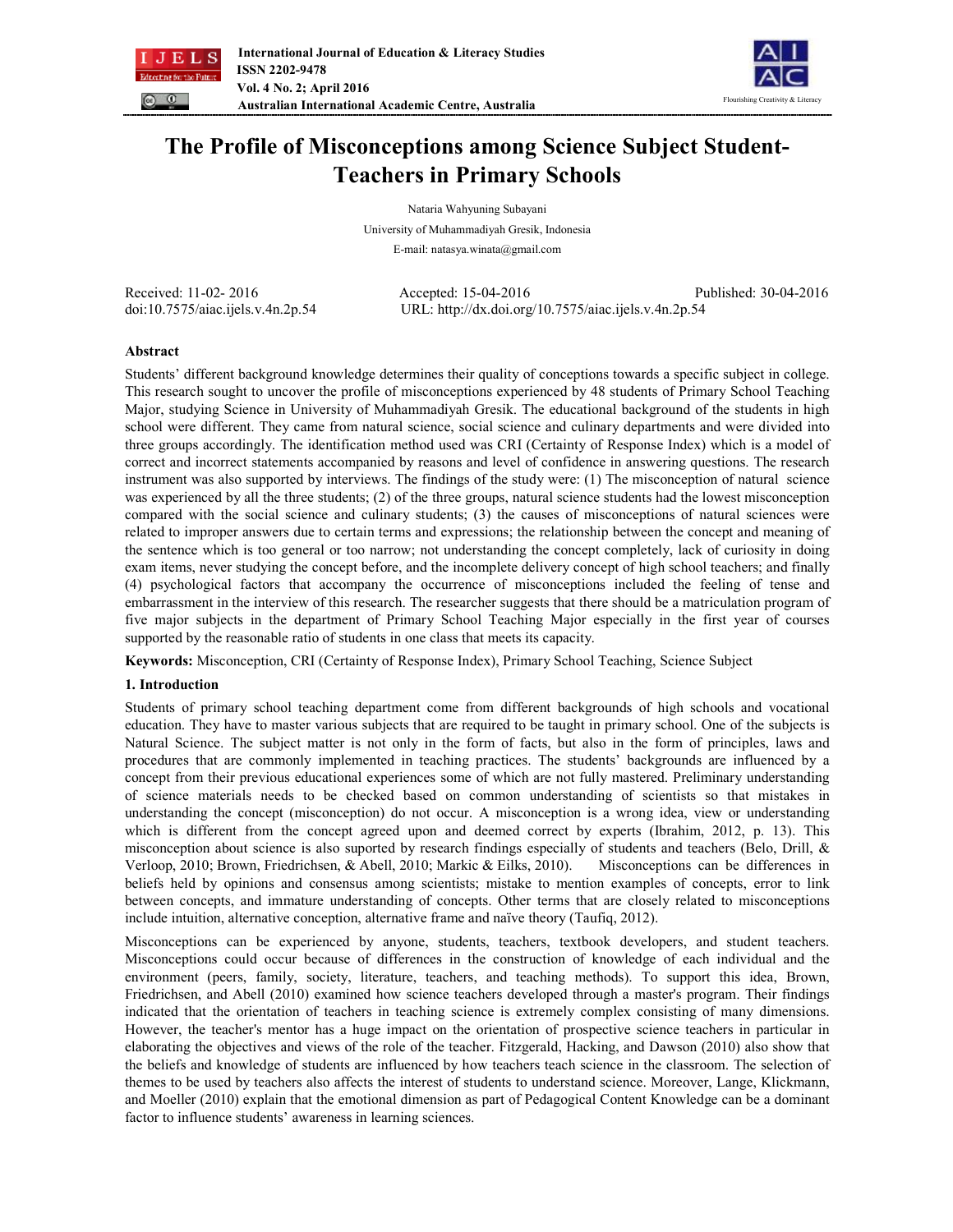# The Profile of Misconceptions among Science Subject Student-Teachers in Primary Schools

Nataria Wahyuning Subayani

University of Muhammadiyah Gresik, Indonesia

E-mail: natasya.winata@gmail.com

Received: 11-02- 2016 Accepted: 15-04-2016 Published: 30-04-2016

doi:10.7575/aiac.ijels.v.4n.2p.54 URL: http://dx.doi.org/10.7575/aiac.ijels.v.4n.2p.54

## Abstract

Students' different background knowledge determines their quality of conceptions towards a specific subject in college. This research sought to uncover the profile of misconceptions experienced by 48 students of Primary School Teaching Major, studying Science in University of Muhammadiyah Gresik. The educational background of the students in high school were different. They came from natural science, social science and culinary departments and were divided into three groups accordingly. The identification method used was CRI (Certainty of Response Index) which is a model of correct and incorrect statements accompanied by reasons and level of confidence in answering questions. The research instrument was also supported by interviews. The findings of the study were: (1) The misconception of natural science was experienced by all the three students; (2) of the three groups, natural science students had the lowest misconception compared with the social science and culinary students; (3) the causes of misconceptions of natural sciences were related to improper answers due to certain terms and expressions; the relationship between the concept and meaning of the sentence which is too general or too narrow; not understanding the concept completely, lack of curiosity in doing exam items, never studying the concept before, and the incomplete delivery concept of high school teachers; and finally (4) psychological factors that accompany the occurrence of misconceptions included the feeling of tense and embarrassment in the interview of this research. The researcher suggests that there should be a matriculation program of five major subjects in the department of Primary School Teaching Major especially in the first year of courses supported by the reasonable ratio of students in one class that meets its capacity.

**Keywords:** Misconception, CRI (Certainty of Response Index), Primary School Teaching, Science Subject

## 1. Introduction

Students of primary school teaching department come from different backgrounds of high schools and vocational education. They have to master various subjects that are required to be taught in primary school. One of the subjects is Natural Science. The subject matter is not only in the form of facts, but also in the form of principles, laws and procedures that are commonly implemented in teaching practices. The students' backgrounds are influenced by a concept from their previous educational experiences some of which are not fully mastered. Preliminary understanding of science materials needs to be checked based on common understanding of scientists so that mistakes in understanding the concept (misconception) do not occur. A misconception is a wrong idea, view or understanding which is different from the concept agreed upon and deemed correct by experts (Ibrahim, 2012, p. 13). This misconception about science is also suported by research findings especially of students and teachers (Belo, Drill, & Verloop, 2010; Brown, Friedrichsen, & Abell, 2010; Markic & Eilks, 2010). Misconceptions can be differences in beliefs held by opinions and consensus among scientists; mistake to mention examples of concepts, error to link between concepts, and immature understanding of concepts. Other terms that are closely related to misconceptions include intuition, alternative conception, alternative frame and naïve theory (Taufiq, 2012).

Misconceptions can be experienced by anyone, students, teachers, textbook developers, and student teachers. Misconceptions could occur because of differences in the construction of knowledge of each individual and the environment (peers, family, society, literature, teachers, and teaching methods). To support this idea, Brown, Friedrichsen, and Abell (2010) examined how science teachers developed through a master's program. Their findings indicated that the orientation of teachers in teaching science is extremely complex consisting of many dimensions. However, the teacher's mentor has a huge impact on the orientation of prospective science teachers in particular in elaborating the objectives and views of the role of the teacher. Fitzgerald, Hacking, and Dawson (2010) also show that the beliefs and knowledge of students are influenced by how teachers teach science in the classroom. The selection of themes to be used by teachers also affects the interest of students to understand science. Moreover, Lange, Klickmann, and Moeller (2010) explain that the emotional dimension as part of Pedagogical Content Knowledge can be a dominant factor to influence students' awareness in learning sciences.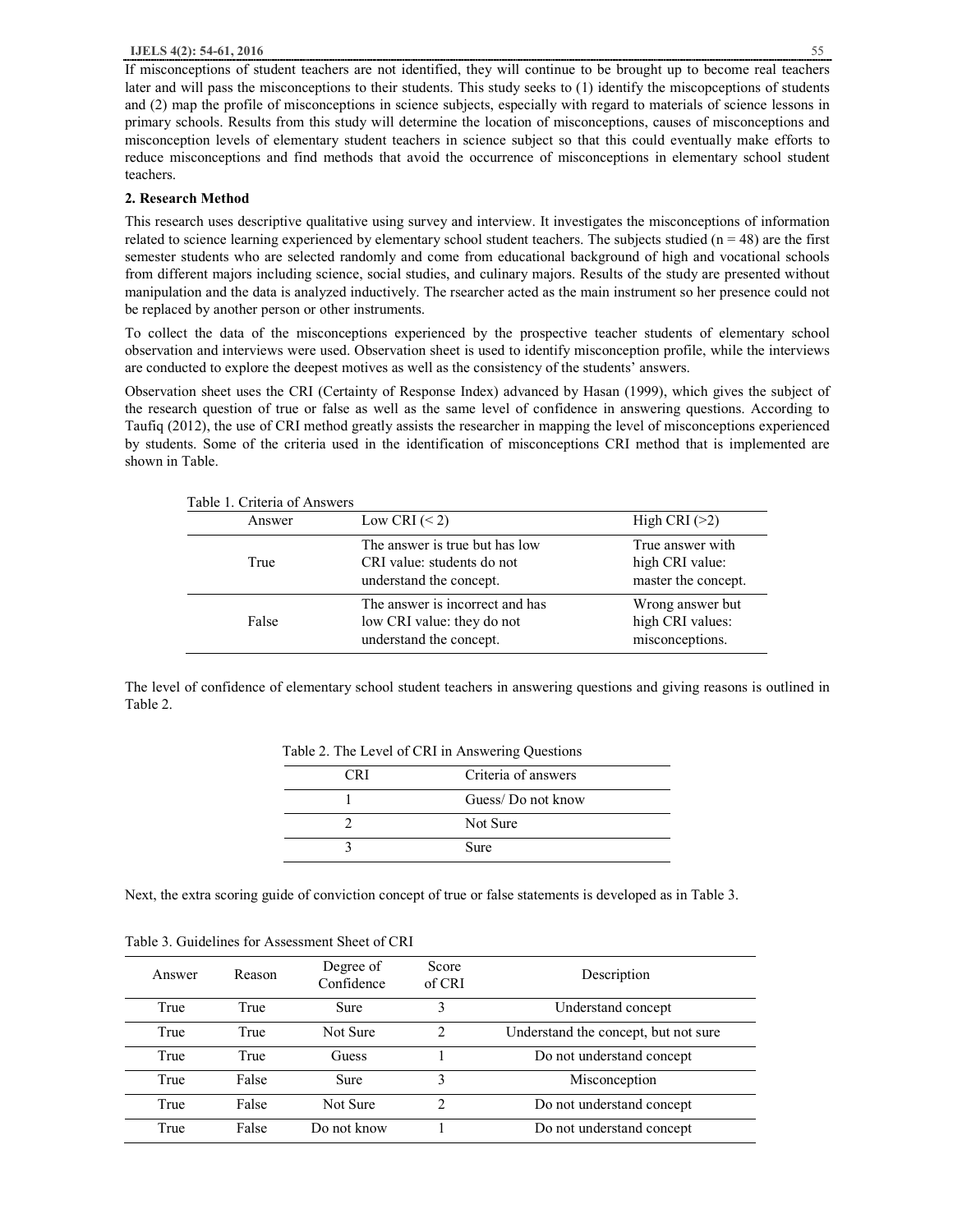If misconceptions of student teachers are not identified, they will continue to be brought up to become real teachers later and will pass the misconceptions to their students. This study seeks to (1) identify the miscopceptions of students and (2) map the profile of misconceptions in science subjects, especially with regard to materials of science lessons in primary schools. Results from this study will determine the location of misconceptions, causes of misconceptions and misconception levels of elementary student teachers in science subject so that this could eventually make efforts to reduce misconceptions and find methods that avoid the occurrence of misconceptions in elementary school student teachers.

## 2. Research Method

This research uses descriptive qualitative using survey and interview. It investigates the misconceptions of information related to science learning experienced by elementary school student teachers. The subjects studied (n = 48) are the first semester students who are selected randomly and come from educational background of high and vocational schools from different majors including science, social studies, and culinary majors. Results of the study are presented without manipulation and the data is analyzed inductively. The rsearcher acted as the main instrument so her presence could not be replaced by another person or other instruments.

To collect the data of the misconceptions experienced by the prospective teacher students of elementary school observation and interviews were used. Observation sheet is used to identify misconception profile, while the interviews are conducted to explore the deepest motives as well as the consistency of the students' answers.

Observation sheet uses the CRI (Certainty of Response Index) advanced by Hasan (1999), which gives the subject of the research question of true or false as well as the same level of confidence in answering questions. According to Taufiq (2012), the use of CRI method greatly assists the researcher in mapping the level of misconceptions experienced by students. Some of the criteria used in the identification of misconceptions CRI method that is implemented are shown in Table.

Table 1. Criteria of Answers

| Answer | Low CRI (< 2) | High CRI (>2) |
|---|---|---|
| True | The answer is true but has low CRI value: students do not understand the concept. | True answer with high CRI value: master the concept. |
| False | The answer is incorrect and has low CRI value: they do not understand the concept. | Wrong answer but high CRI values: misconceptions. |

The level of confidence of elementary school student teachers in answering questions and giving reasons is outlined in Table 2.

Table 2. The Level of CRI in Answering Questions

| CRI | Criteria of answers |
|---|---|
| 1 | Guess/ Do not know |
| 2 | Not Sure |
| 3 | Sure |

Next, the extra scoring guide of conviction concept of true or false statements is developed as in Table 3.

Table 3. Guidelines for Assessment Sheet of CRI

| Answer | Reason | Degree of Confidence | Score of CRI | Description |
|---|---|---|---|---|
| True | True | Sure | 3 | Understand concept |
| True | True | Not Sure | 2 | Understand the concept, but not sure |
| True | True | Guess | 1 | Do not understand concept |
| True | False | Sure | 3 | Misconception |
| True | False | Not Sure | 2 | Do not understand concept |
| True | False | Do not know | 1 | Do not understand concept |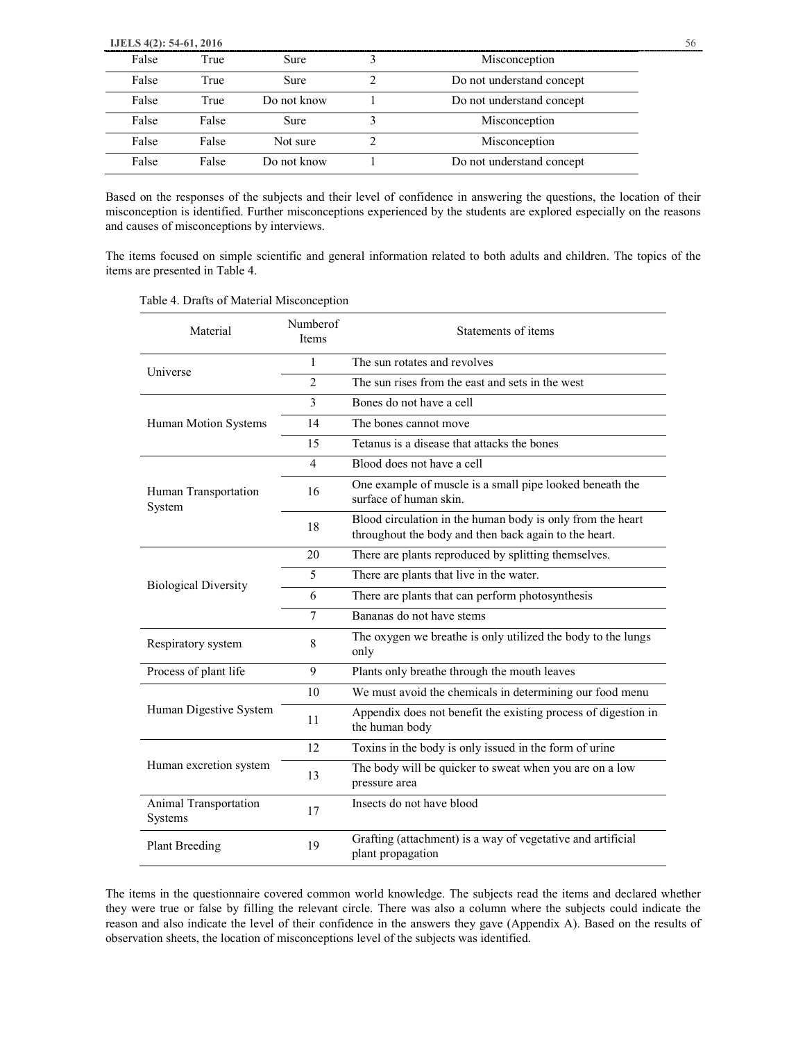| False | True | Sure | 3 | Misconception |
|---|---|---|---|---|
| False | True | Sure | 2 | Do not understand concept |
| False | True | Do not know | 1 | Do not understand concept |
| False | False | Sure | 3 | Misconception |
| False | False | Not sure | 2 | Misconception |
| False | False | Do not know | 1 | Do not understand concept |

Based on the responses of the subjects and their level of confidence in answering the questions, the location of their misconception is identified. Further misconceptions experienced by the students are explored especially on the reasons and causes of misconceptions by interviews.

The items focused on simple scientific and general information related to both adults and children. The topics of the items are presented in Table 4.

Table 4. Drafts of Material Misconception

| Material | Numberof Items | Statements of items |
|---|---|---|
| Universe | 1 | The sun rotates and revolves |
| | 2 | The sun rises from the east and sets in the west |
| Human Motion Systems | 3 | Bones do not have a cell |
| | 14 | The bones cannot move |
| | 15 | Tetanus is a disease that attacks the bones |
| Human Transportation System | 4 | Blood does not have a cell |
| | 16 | One example of muscle is a small pipe looked beneath the surface of human skin. |
| | 18 | Blood circulation in the human body is only from the heart throughout the body and then back again to the heart. |
| Biological Diversity | 20 | There are plants reproduced by splitting themselves. |
| | 5 | There are plants that live in the water. |
| | 6 | There are plants that can perform photosynthesis |
| | 7 | Bananas do not have stems |
| Respiratory system | 8 | The oxygen we breathe is only utilized the body to the lungs only |
| Process of plant life | 9 | Plants only breathe through the mouth leaves |
| Human Digestive System | 10 | We must avoid the chemicals in determining our food menu |
| | 11 | Appendix does not benefit the existing process of digestion in the human body |
| Human excretion system | 12 | Toxins in the body is only issued in the form of urine |
| | 13 | The body will be quicker to sweat when you are on a low pressure area |
| Animal Transportation Systems | 17 | Insects do not have blood |
| Plant Breeding | 19 | Grafting (attachment) is a way of vegetative and artificial plant propagation |

The items in the questionnaire covered common world knowledge. The subjects read the items and declared whether they were true or false by filling the relevant circle. There was also a column where the subjects could indicate the reason and also indicate the level of their confidence in the answers they gave (Appendix A). Based on the results of observation sheets, the location of misconceptions level of the subjects was identified.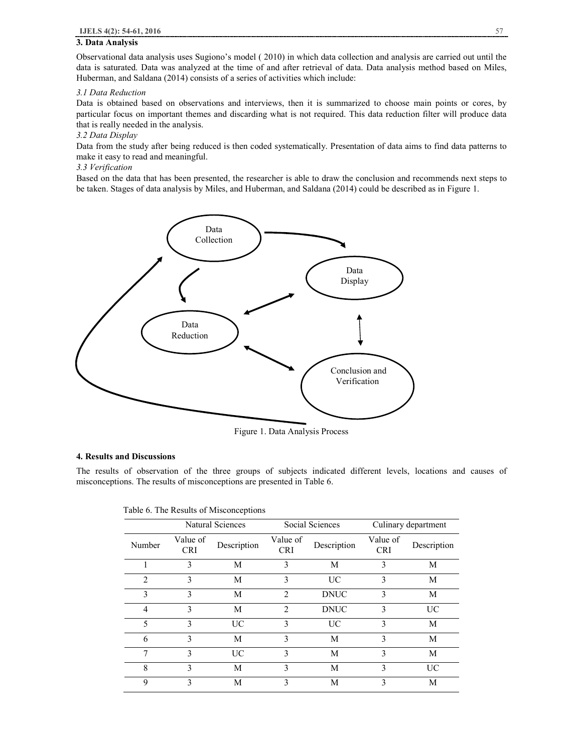## 3. Data Analysis

Observational data analysis uses Sugiono's model ( 2010) in which data collection and analysis are carried out until the data is saturated. Data was analyzed at the time of and after retrieval of data. Data analysis method based on Miles, Huberman, and Saldana (2014) consists of a series of activities which include:

*3.1 Data Reduction*

Data is obtained based on observations and interviews, then it is summarized to choose main points or cores, by particular focus on important themes and discarding what is not required. This data reduction filter will produce data that is really needed in the analysis.

*3.2 Data Display*

Data from the study after being reduced is then coded systematically. Presentation of data aims to find data patterns to make it easy to read and meaningful.

*3.3 Verification*

Based on the data that has been presented, the researcher is able to draw the conclusion and recommends next steps to be taken. Stages of data analysis by Miles, and Huberman, and Saldana (2014) could be described as in Figure 1.

Data Collection

Data Display

Data Reduction

Conclusion and Verification

Figure 1. Data Analysis Process

## 4. Results and Discussions

The results of observation of the three groups of subjects indicated different levels, locations and causes of misconceptions. The results of misconceptions are presented in Table 6.

Table 6. The Results of Misconceptions

| | Natural Sciences | | Social Sciences | | Culinary department | |
|---|---|---|---|---|---|---|
| Number | Value of CRI | Description | Value of CRI | Description | Value of CRI | Description |
| 1 | 3 | M | 3 | M | 3 | M |
| 2 | 3 | M | 3 | UC | 3 | M |
| 3 | 3 | M | 2 | DNUC | 3 | M |
| 4 | 3 | M | 2 | DNUC | 3 | UC |
| 5 | 3 | UC | 3 | UC | 3 | M |
| 6 | 3 | M | 3 | M | 3 | M |
| 7 | 3 | UC | 3 | M | 3 | M |
| 8 | 3 | M | 3 | M | 3 | UC |
| 9 | 3 | M | 3 | M | 3 | M |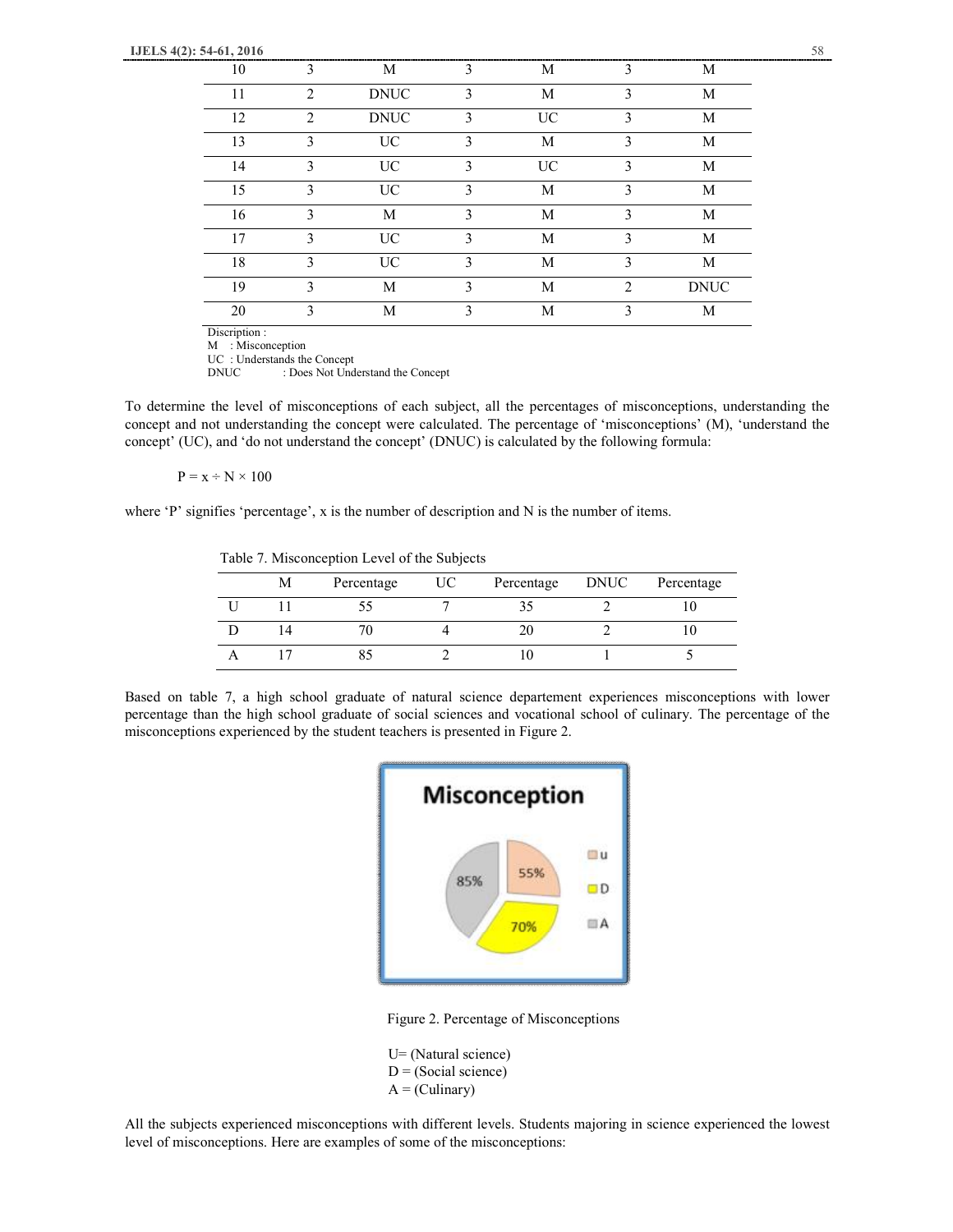| 10 | 3 | M | 3 | M | 3 | M |
|---|---|---|---|---|---|---|
| 11 | 2 | DNUC | 3 | M | 3 | M |
| 12 | 2 | DNUC | 3 | UC | 3 | M |
| 13 | 3 | UC | 3 | M | 3 | M |
| 14 | 3 | UC | 3 | UC | 3 | M |
| 15 | 3 | UC | 3 | M | 3 | M |
| 16 | 3 | M | 3 | M | 3 | M |
| 17 | 3 | UC | 3 | M | 3 | M |
| 18 | 3 | UC | 3 | M | 3 | M |
| 19 | 3 | M | 3 | M | 2 | DNUC |
| 20 | 3 | M | 3 | M | 3 | M |

Discription :
M : Misconception
UC : Understands the Concept
DNUC : Does Not Understand the Concept

To determine the level of misconceptions of each subject, all the percentages of misconceptions, understanding the concept and not understanding the concept were calculated. The percentage of 'misconceptions' (M), 'understand the concept' (UC), and 'do not understand the concept' (DNUC) is calculated by the following formula:

$$P = x \div N \times 100$$

where 'P' signifies 'percentage', x is the number of description and N is the number of items.

Table 7. Misconception Level of the Subjects

| | M | Percentage | UC | Percentage | DNUC | Percentage |
|---|---|---|---|---|---|---|
| U | 11 | 55 | 7 | 35 | 2 | 10 |
| D | 14 | 70 | 4 | 20 | 2 | 10 |
| A | 17 | 85 | 2 | 10 | 1 | 5 |

Based on table 7, a high school graduate of natural science departement experiences misconceptions with lower percentage than the high school graduate of social sciences and vocational school of culinary. The percentage of the misconceptions experienced by the student teachers is presented in Figure 2.

Figure 2. Percentage of Misconceptions

U= (Natural science)
D = (Social science)
A = (Culinary)

All the subjects experienced misconceptions with different levels. Students majoring in science experienced the lowest level of misconceptions. Here are examples of some of the misconceptions: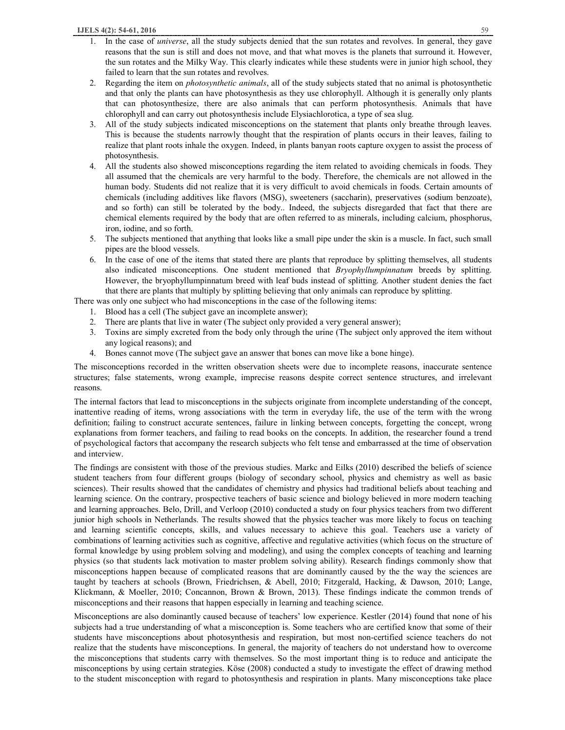1. In the case of *universe*, all the study subjects denied that the sun rotates and revolves. In general, they gave reasons that the sun is still and does not move, and that what moves is the planets that surround it. However, the sun rotates and the Milky Way. This clearly indicates while these students were in junior high school, they failed to learn that the sun rotates and revolves.
2. Regarding the item on *photosynthetic animals*, all of the study subjects stated that no animal is photosynthetic and that only the plants can have photosynthesis as they use chlorophyll. Although it is generally only plants that can photosynthesize, there are also animals that can perform photosynthesis. Animals that have chlorophyll and can carry out photosynthesis include Elysiachlorotica, a type of sea slug.
3. All of the study subjects indicated misconceptions on the statement that plants only breathe through leaves. This is because the students narrowly thought that the respiration of plants occurs in their leaves, failing to realize that plant roots inhale the oxygen. Indeed, in plants banyan roots capture oxygen to assist the process of photosynthesis.
4. All the students also showed misconceptions regarding the item related to avoiding chemicals in foods. They all assumed that the chemicals are very harmful to the body. Therefore, the chemicals are not allowed in the human body. Students did not realize that it is very difficult to avoid chemicals in foods. Certain amounts of chemicals (including additives like flavors (MSG), sweeteners (saccharin), preservatives (sodium benzoate), and so forth) can still be tolerated by the body.. Indeed, the subjects disregarded that fact that there are chemical elements required by the body that are often referred to as minerals, including calcium, phosphorus, iron, iodine, and so forth.
5. The subjects mentioned that anything that looks like a small pipe under the skin is a muscle. In fact, such small pipes are the blood vessels.
6. In the case of one of the items that stated there are plants that reproduce by splitting themselves, all students also indicated misconceptions. One student mentioned that *Bryophyllumpinnatum* breeds by splitting. However, the bryophyllumpinnatum breed with leaf buds instead of splitting. Another student denies the fact that there are plants that multiply by splitting believing that only animals can reproduce by splitting.

There was only one subject who had misconceptions in the case of the following items:

1. Blood has a cell (The subject gave an incomplete answer);
2. There are plants that live in water (The subject only provided a very general answer);
3. Toxins are simply excreted from the body only through the urine (The subject only approved the item without any logical reasons); and
4. Bones cannot move (The subject gave an answer that bones can move like a bone hinge).

The misconceptions recorded in the written observation sheets were due to incomplete reasons, inaccurate sentence structures; false statements, wrong example, imprecise reasons despite correct sentence structures, and irrelevant reasons.

The internal factors that lead to misconceptions in the subjects originate from incomplete understanding of the concept, inattentive reading of items, wrong associations with the term in everyday life, the use of the term with the wrong definition; failing to construct accurate sentences, failure in linking between concepts, forgetting the concept, wrong explanations from former teachers, and failing to read books on the concepts. In addition, the researcher found a trend of psychological factors that accompany the research subjects who felt tense and embarrassed at the time of observation and interview.

The findings are consistent with those of the previous studies. Markc and Eilks (2010) described the beliefs of science student teachers from four different groups (biology of secondary school, physics and chemistry as well as basic sciences). Their results showed that the candidates of chemistry and physics had traditional beliefs about teaching and learning science. On the contrary, prospective teachers of basic science and biology believed in more modern teaching and learning approaches. Belo, Drill, and Verloop (2010) conducted a study on four physics teachers from two different junior high schools in Netherlands. The results showed that the physics teacher was more likely to focus on teaching and learning scientific concepts, skills, and values necessary to achieve this goal. Teachers use a variety of combinations of learning activities such as cognitive, affective and regulative activities (which focus on the structure of formal knowledge by using problem solving and modeling), and using the complex concepts of teaching and learning physics (so that students lack motivation to master problem solving ability). Research findings commonly show that misconceptions happen because of complicated reasons that are dominantly caused by the the way the sciences are taught by teachers at schools (Brown, Friedrichsen, & Abell, 2010; Fitzgerald, Hacking, & Dawson, 2010; Lange, Klickmann, & Moeller, 2010; Concannon, Brown & Brown, 2013). These findings indicate the common trends of misconceptions and their reasons that happen especially in learning and teaching science.

Misconceptions are also dominantly caused because of teachers' low experience. Kestler (2014) found that none of his subjects had a true understanding of what a misconception is. Some teachers who are certified know that some of their students have misconceptions about photosynthesis and respiration, but most non-certified science teachers do not realize that the students have misconceptions. In general, the majority of teachers do not understand how to overcome the misconceptions that students carry with themselves. So the most important thing is to reduce and anticipate the misconceptions by using certain strategies. Köse (2008) conducted a study to investigate the effect of drawing method to the student misconception with regard to photosynthesis and respiration in plants. Many misconceptions take place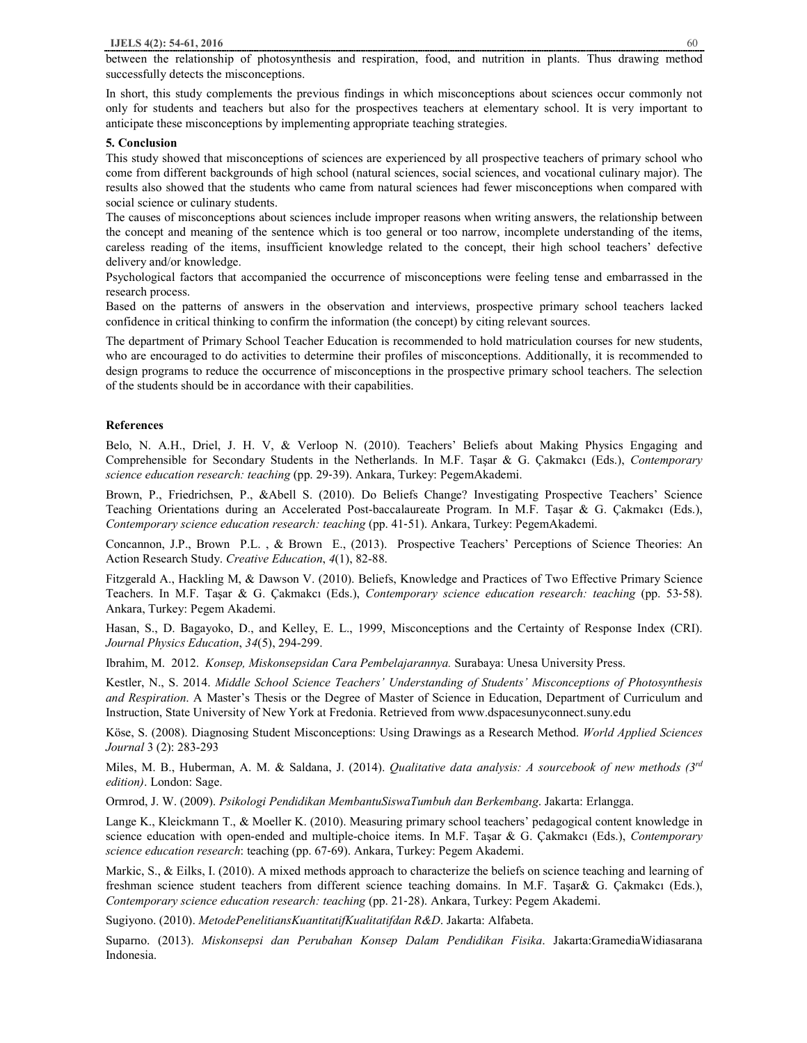between the relationship of photosynthesis and respiration, food, and nutrition in plants. Thus drawing method successfully detects the misconceptions.

In short, this study complements the previous findings in which misconceptions about sciences occur commonly not only for students and teachers but also for the prospectives teachers at elementary school. It is very important to anticipate these misconceptions by implementing appropriate teaching strategies.

## 5. Conclusion

This study showed that misconceptions of sciences are experienced by all prospective teachers of primary school who come from different backgrounds of high school (natural sciences, social sciences, and vocational culinary major). The results also showed that the students who came from natural sciences had fewer misconceptions when compared with social science or culinary students.

The causes of misconceptions about sciences include improper reasons when writing answers, the relationship between the concept and meaning of the sentence which is too general or too narrow, incomplete understanding of the items, careless reading of the items, insufficient knowledge related to the concept, their high school teachers' defective delivery and/or knowledge.

Psychological factors that accompanied the occurrence of misconceptions were feeling tense and embarrassed in the research process.

Based on the patterns of answers in the observation and interviews, prospective primary school teachers lacked confidence in critical thinking to confirm the information (the concept) by citing relevant sources.

The department of Primary School Teacher Education is recommended to hold matriculation courses for new students, who are encouraged to do activities to determine their profiles of misconceptions. Additionally, it is recommended to design programs to reduce the occurrence of misconceptions in the prospective primary school teachers. The selection of the students should be in accordance with their capabilities.

## References

Belo, N. A.H., Driel, J. H. V, & Verloop N. (2010). Teachers' Beliefs about Making Physics Engaging and Comprehensible for Secondary Students in the Netherlands. In M.F. Taşar & G. Çakmakcı (Eds.), *Contemporary science education research: teaching* (pp. 29-39). Ankara, Turkey: PegemAkademi.

Brown, P., Friedrichsen, P., &Abell S. (2010). Do Beliefs Change? Investigating Prospective Teachers' Science Teaching Orientations during an Accelerated Post-baccalaureate Program. In M.F. Taşar & G. Çakmakcı (Eds.), *Contemporary science education research: teaching* (pp. 41-51). Ankara, Turkey: PegemAkademi.

Concannon, J.P., Brown P.L. , & Brown E., (2013). Prospective Teachers' Perceptions of Science Theories: An Action Research Study. *Creative Education*, *4*(1), 82-88.

Fitzgerald A., Hackling M, & Dawson V. (2010). Beliefs, Knowledge and Practices of Two Effective Primary Science Teachers. In M.F. Taşar & G. Çakmakcı (Eds.), *Contemporary science education research: teaching* (pp. 53-58). Ankara, Turkey: Pegem Akademi.

Hasan, S., D. Bagayoko, D., and Kelley, E. L., 1999, Misconceptions and the Certainty of Response Index (CRI). *Journal Physics Education*, *34*(5), 294-299.

Ibrahim, M. 2012. *Konsep, Miskonsepsidan Cara Pembelajarannya.* Surabaya: Unesa University Press.

Kestler, N., S. 2014. *Middle School Science Teachers' Understanding of Students' Misconceptions of Photosynthesis and Respiration*. A Master's Thesis or the Degree of Master of Science in Education, Department of Curriculum and Instruction, State University of New York at Fredonia. Retrieved from www.dspacesunyconnect.suny.edu

Köse, S. (2008). Diagnosing Student Misconceptions: Using Drawings as a Research Method. *World Applied Sciences Journal* 3 (2): 283-293

Miles, M. B., Huberman, A. M. & Saldana, J. (2014). *Qualitative data analysis: A sourcebook of new methods (3rd edition)*. London: Sage.

Ormrod, J. W. (2009). *Psikologi Pendidikan MembantuSiswaTumbuh dan Berkembang*. Jakarta: Erlangga.

Lange K., Kleickmann T., & Moeller K. (2010). Measuring primary school teachers' pedagogical content knowledge in science education with open-ended and multiple-choice items. In M.F. Taşar & G. Çakmakcı (Eds.), *Contemporary science education research*: teaching (pp. 67-69). Ankara, Turkey: Pegem Akademi.

Markic, S., & Eilks, I. (2010). A mixed methods approach to characterize the beliefs on science teaching and learning of freshman science student teachers from different science teaching domains. In M.F. Taşar& G. Çakmakcı (Eds.), *Contemporary science education research: teaching* (pp. 21-28). Ankara, Turkey: Pegem Akademi.

Sugiyono. (2010). *MetodePenelitiansKuantitatifKualitatifdan R&D*. Jakarta: Alfabeta.

Suparno. (2013). *Miskonsepsi dan Perubahan Konsep Dalam Pendidikan Fisika*. Jakarta:GramediaWidiasarana Indonesia.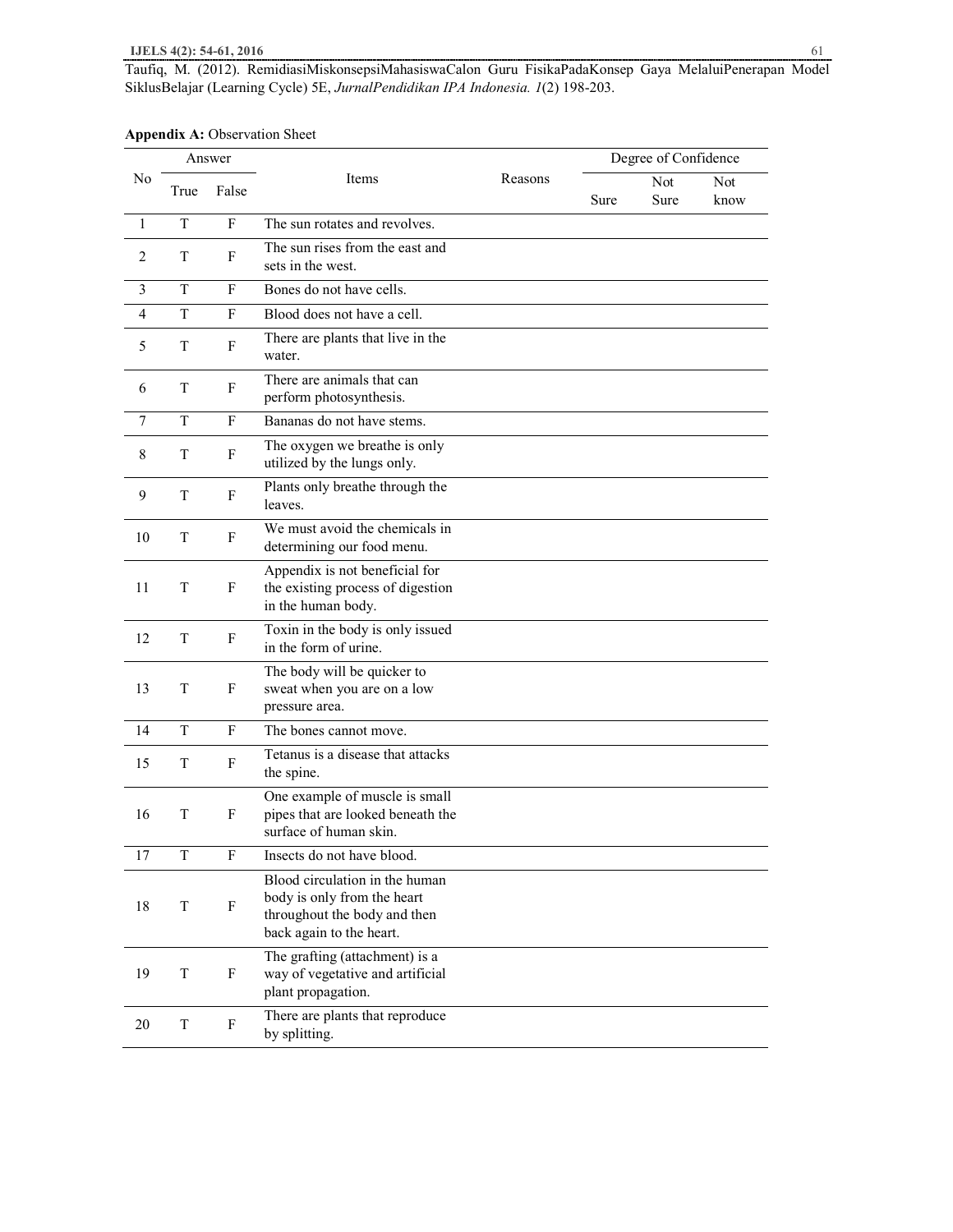Taufiq, M. (2012). RemidiasiMiskonsepsiMahasiswaCalon Guru FisikaPadaKonsep Gaya MelaluiPenerapan Model SiklusBelajar (Learning Cycle) 5E, *JurnalPendidikan IPA Indonesia. 1*(2) 198-203.

**Appendix A:** Observation Sheet

| No | Answer | | Items | Reasons | Degree of Confidence | | |
|---|---|---|---|---|---|---|---|
| | True | False | | | Sure | Not Sure | Not know |
| 1 | T | F | The sun rotates and revolves. | | | | |
| 2 | T | F | The sun rises from the east and sets in the west. | | | | |
| 3 | T | F | Bones do not have cells. | | | | |
| 4 | T | F | Blood does not have a cell. | | | | |
| 5 | T | F | There are plants that live in the water. | | | | |
| 6 | T | F | There are animals that can perform photosynthesis. | | | | |
| 7 | T | F | Bananas do not have stems. | | | | |
| 8 | T | F | The oxygen we breathe is only utilized by the lungs only. | | | | |
| 9 | T | F | Plants only breathe through the leaves. | | | | |
| 10 | T | F | We must avoid the chemicals in determining our food menu. | | | | |
| 11 | T | F | Appendix is not beneficial for the existing process of digestion in the human body. | | | | |
| 12 | T | F | Toxin in the body is only issued in the form of urine. | | | | |
| 13 | T | F | The body will be quicker to sweat when you are on a low pressure area. | | | | |
| 14 | T | F | The bones cannot move. | | | | |
| 15 | T | F | Tetanus is a disease that attacks the spine. | | | | |
| 16 | T | F | One example of muscle is small pipes that are looked beneath the surface of human skin. | | | | |
| 17 | T | F | Insects do not have blood. | | | | |
| 18 | T | F | Blood circulation in the human body is only from the heart throughout the body and then back again to the heart. | | | | |
| 19 | T | F | The grafting (attachment) is a way of vegetative and artificial plant propagation. | | | | |
| 20 | T | F | There are plants that reproduce by splitting. | | | | |